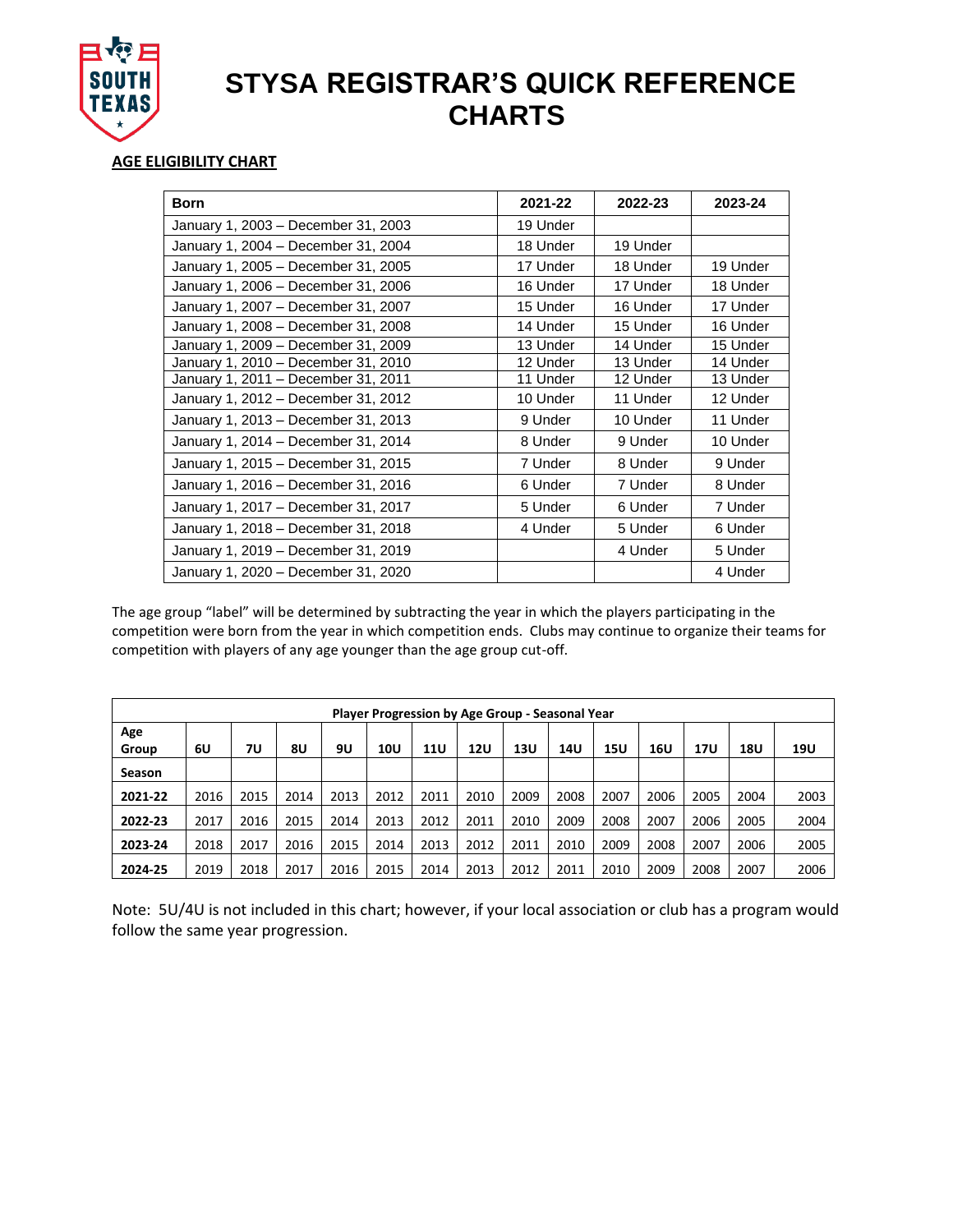# STYSA REGISTRAR'S QUICK REFERENCE CHARTS

**AGE ELIGIBILITY CHART**

| Born | 2021-22 | 2022-23 | 2023-24 |
|---|---|---|---|
| January 1, 2003 – December 31, 2003 | 19 Under | | |
| January 1, 2004 – December 31, 2004 | 18 Under | 19 Under | |
| January 1, 2005 – December 31, 2005 | 17 Under | 18 Under | 19 Under |
| January 1, 2006 – December 31, 2006 | 16 Under | 17 Under | 18 Under |
| January 1, 2007 – December 31, 2007 | 15 Under | 16 Under | 17 Under |
| January 1, 2008 – December 31, 2008 | 14 Under | 15 Under | 16 Under |
| January 1, 2009 – December 31, 2009 | 13 Under | 14 Under | 15 Under |
| January 1, 2010 – December 31, 2010 | 12 Under | 13 Under | 14 Under |
| January 1, 2011 – December 31, 2011 | 11 Under | 12 Under | 13 Under |
| January 1, 2012 – December 31, 2012 | 10 Under | 11 Under | 12 Under |
| January 1, 2013 – December 31, 2013 | 9 Under | 10 Under | 11 Under |
| January 1, 2014 – December 31, 2014 | 8 Under | 9 Under | 10 Under |
| January 1, 2015 – December 31, 2015 | 7 Under | 8 Under | 9 Under |
| January 1, 2016 – December 31, 2016 | 6 Under | 7 Under | 8 Under |
| January 1, 2017 – December 31, 2017 | 5 Under | 6 Under | 7 Under |
| January 1, 2018 – December 31, 2018 | 4 Under | 5 Under | 6 Under |
| January 1, 2019 – December 31, 2019 | | 4 Under | 5 Under |
| January 1, 2020 – December 31, 2020 | | | 4 Under |

The age group "label" will be determined by subtracting the year in which the players participating in the competition were born from the year in which competition ends. Clubs may continue to organize their teams for competition with players of any age younger than the age group cut-off.

| Player Progression by Age Group - Seasonal Year | | | | | | | | | | | | | | |
|---|---|---|---|---|---|---|---|---|---|---|---|---|---|---|
| **Age Group** | **6U** | **7U** | **8U** | **9U** | **10U** | **11U** | **12U** | **13U** | **14U** | **15U** | **16U** | **17U** | **18U** | **19U** |
| **Season** | | | | | | | | | | | | | | |
| **2021-22** | 2016 | 2015 | 2014 | 2013 | 2012 | 2011 | 2010 | 2009 | 2008 | 2007 | 2006 | 2005 | 2004 | 2003 |
| **2022-23** | 2017 | 2016 | 2015 | 2014 | 2013 | 2012 | 2011 | 2010 | 2009 | 2008 | 2007 | 2006 | 2005 | 2004 |
| **2023-24** | 2018 | 2017 | 2016 | 2015 | 2014 | 2013 | 2012 | 2011 | 2010 | 2009 | 2008 | 2007 | 2006 | 2005 |
| **2024-25** | 2019 | 2018 | 2017 | 2016 | 2015 | 2014 | 2013 | 2012 | 2011 | 2010 | 2009 | 2008 | 2007 | 2006 |

Note: 5U/4U is not included in this chart; however, if your local association or club has a program would follow the same year progression.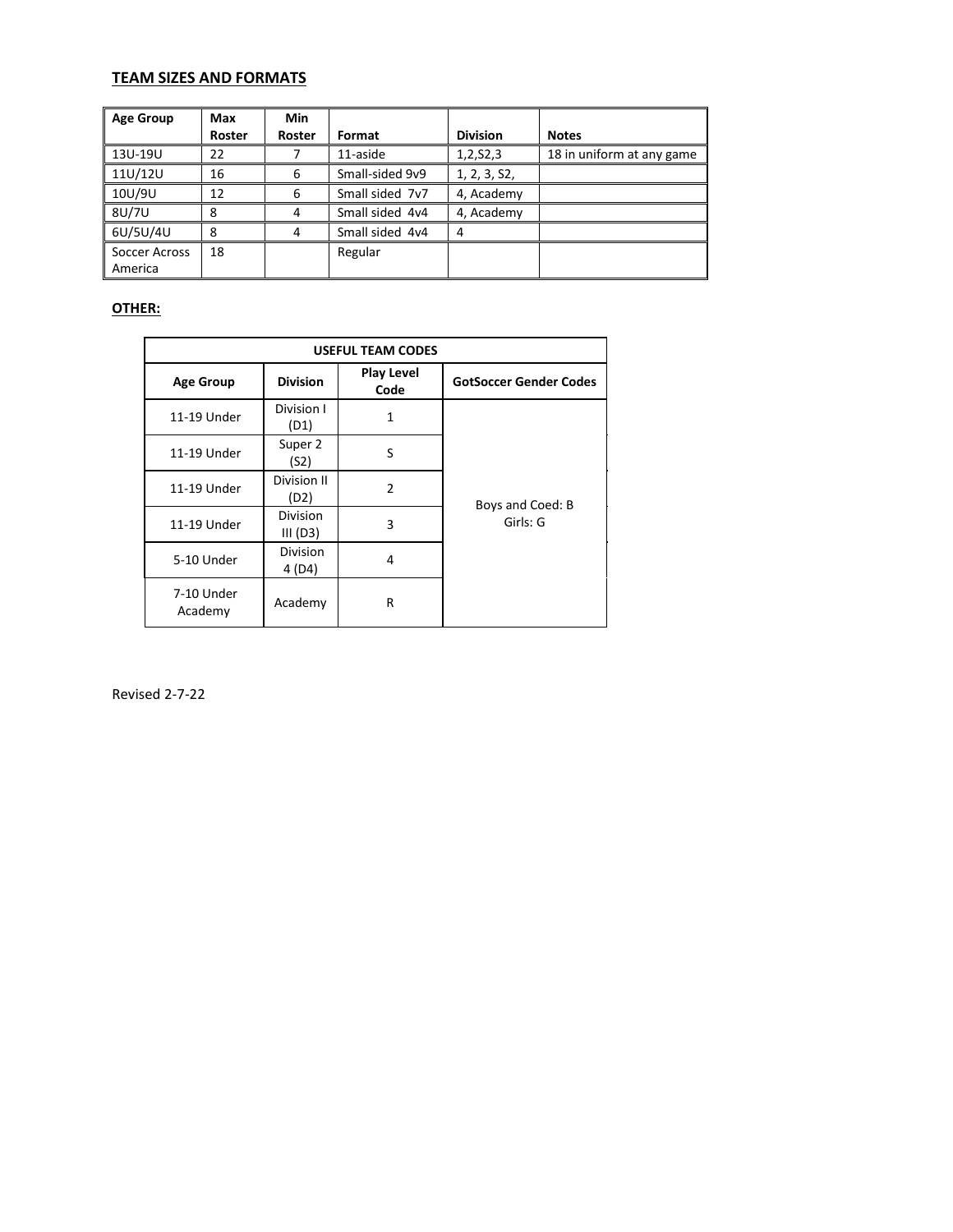## TEAM SIZES AND FORMATS

| Age Group | Max Roster | Min Roster | Format | Division | Notes |
|---|---|---|---|---|---|
| 13U-19U | 22 | 7 | 11-aside | 1,2,S2,3 | 18 in uniform at any game |
| 11U/12U | 16 | 6 | Small-sided 9v9 | 1, 2, 3, S2, | |
| 10U/9U | 12 | 6 | Small sided 7v7 | 4, Academy | |
| 8U/7U | 8 | 4 | Small sided 4v4 | 4, Academy | |
| 6U/5U/4U | 8 | 4 | Small sided 4v4 | 4 | |
| Soccer Across America | 18 | | Regular | | |

**OTHER:**

| USEFUL TEAM CODES | | | |
|---|---|---|---|
| **Age Group** | **Division** | **Play Level Code** | **GotSoccer Gender Codes** |
| 11-19 Under | Division I (D1) | 1 | Boys and Coed: B<br>Girls: G |
| 11-19 Under | Super 2 (S2) | S | |
| 11-19 Under | Division II (D2) | 2 | |
| 11-19 Under | Division III (D3) | 3 | |
| 5-10 Under | Division 4 (D4) | 4 | |
| 7-10 Under Academy | Academy | R | |

Revised 2-7-22